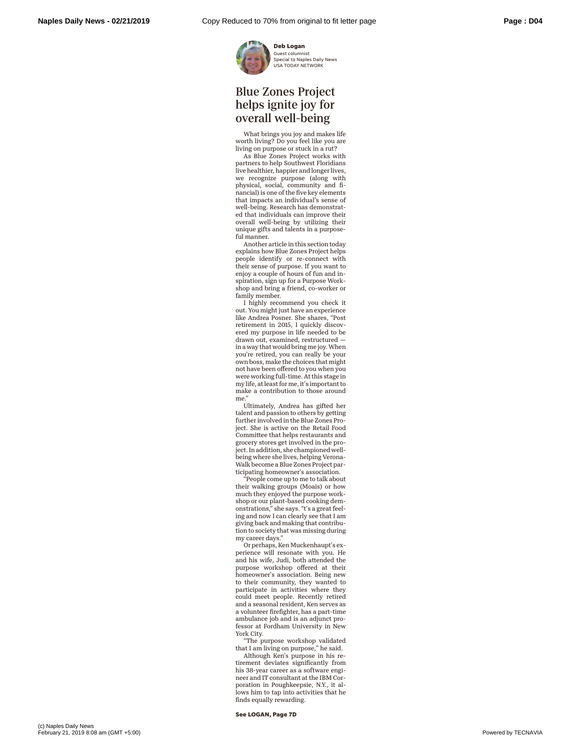**Deb Logan**
Guest columnist
Special to Naples Daily News
USA TODAY NETWORK

# Blue Zones Project helps ignite joy for overall well-being

What brings you joy and makes life worth living? Do you feel like you are living on purpose or stuck in a rut?

As Blue Zones Project works with partners to help Southwest Floridians live healthier, happier and longer lives, we recognize purpose (along with physical, social, community and financial) is one of the five key elements that impacts an individual's sense of well-being. Research has demonstrated that individuals can improve their overall well-being by utilizing their unique gifts and talents in a purposeful manner.

Another article in this section today explains how Blue Zones Project helps people identify or re-connect with their sense of purpose. If you want to enjoy a couple of hours of fun and inspiration, sign up for a Purpose Workshop and bring a friend, co-worker or family member.

I highly recommend you check it out. You might just have an experience like Andrea Posner. She shares, "Post retirement in 2015, I quickly discovered my purpose in life needed to be drawn out, examined, restructured — in a way that would bring me joy. When you're retired, you can really be your own boss, make the choices that might not have been offered to you when you were working full-time. At this stage in my life, at least for me, it's important to make a contribution to those around me."

Ultimately, Andrea has gifted her talent and passion to others by getting further involved in the Blue Zones Project. She is active on the Retail Food Committee that helps restaurants and grocery stores get involved in the project. In addition, she championed well-being where she lives, helping VeronaWalk become a Blue Zones Project participating homeowner's association.

"People come up to me to talk about their walking groups (Moais) or how much they enjoyed the purpose workshop or our plant-based cooking demonstrations," she says. "t's a great feeling and now I can clearly see that I am giving back and making that contribution to society that was missing during my career days."

Or perhaps, Ken Muckenhaupt's experience will resonate with you. He and his wife, Judi, both attended the purpose workshop offered at their homeowner's association. Being new to their community, they wanted to participate in activities where they could meet people. Recently retired and a seasonal resident, Ken serves as a volunteer firefighter, has a part-time ambulance job and is an adjunct professor at Fordham University in New York City.

"The purpose workshop validated that I am living on purpose," he said.

Although Ken's purpose in his retirement deviates significantly from his 38-year career as a software engineer and IT consultant at the IBM Corporation in Poughkeepsie, N.Y., it allows him to tap into activities that he finds equally rewarding.

**See LOGAN, Page 7D**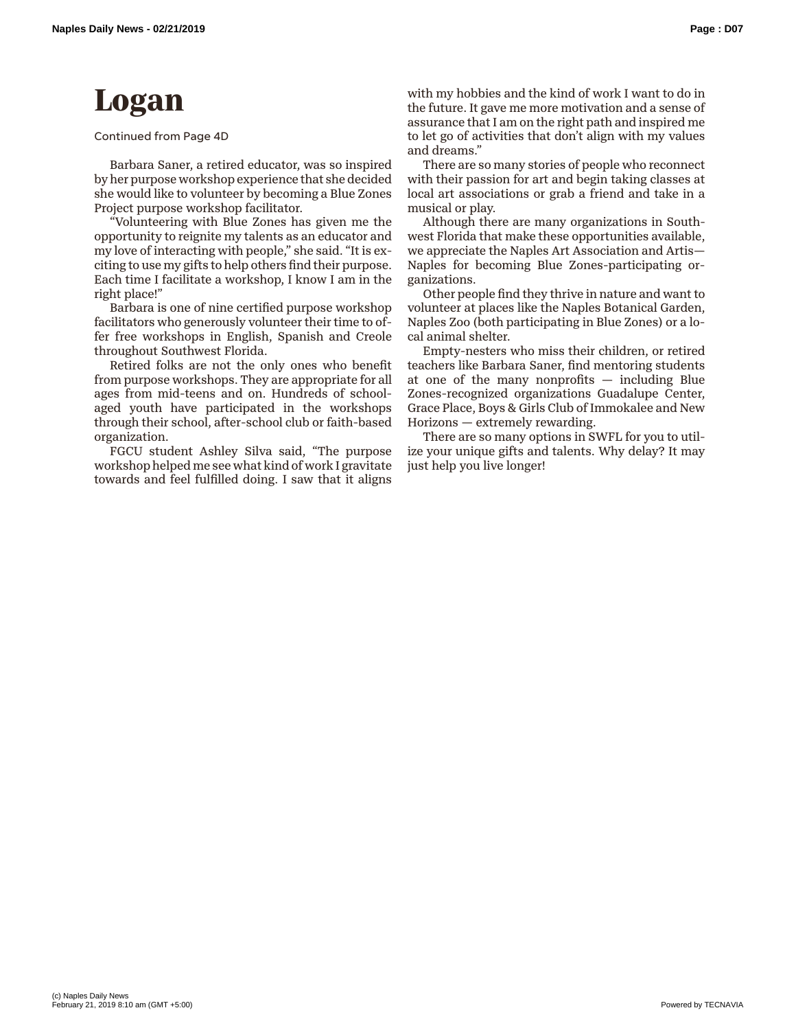# Logan

Continued from Page 4D

Barbara Saner, a retired educator, was so inspired by her purpose workshop experience that she decided she would like to volunteer by becoming a Blue Zones Project purpose workshop facilitator.

"Volunteering with Blue Zones has given me the opportunity to reignite my talents as an educator and my love of interacting with people," she said. "It is exciting to use my gifts to help others find their purpose. Each time I facilitate a workshop, I know I am in the right place!"

Barbara is one of nine certified purpose workshop facilitators who generously volunteer their time to offer free workshops in English, Spanish and Creole throughout Southwest Florida.

Retired folks are not the only ones who benefit from purpose workshops. They are appropriate for all ages from mid-teens and on. Hundreds of school-aged youth have participated in the workshops through their school, after-school club or faith-based organization.

FGCU student Ashley Silva said, "The purpose workshop helped me see what kind of work I gravitate towards and feel fulfilled doing. I saw that it aligns with my hobbies and the kind of work I want to do in the future. It gave me more motivation and a sense of assurance that I am on the right path and inspired me to let go of activities that don't align with my values and dreams."

There are so many stories of people who reconnect with their passion for art and begin taking classes at local art associations or grab a friend and take in a musical or play.

Although there are many organizations in Southwest Florida that make these opportunities available, we appreciate the Naples Art Association and Artis—Naples for becoming Blue Zones-participating organizations.

Other people find they thrive in nature and want to volunteer at places like the Naples Botanical Garden, Naples Zoo (both participating in Blue Zones) or a local animal shelter.

Empty-nesters who miss their children, or retired teachers like Barbara Saner, find mentoring students at one of the many nonprofits — including Blue Zones-recognized organizations Guadalupe Center, Grace Place, Boys & Girls Club of Immokalee and New Horizons — extremely rewarding.

There are so many options in SWFL for you to utilize your unique gifts and talents. Why delay? It may just help you live longer!